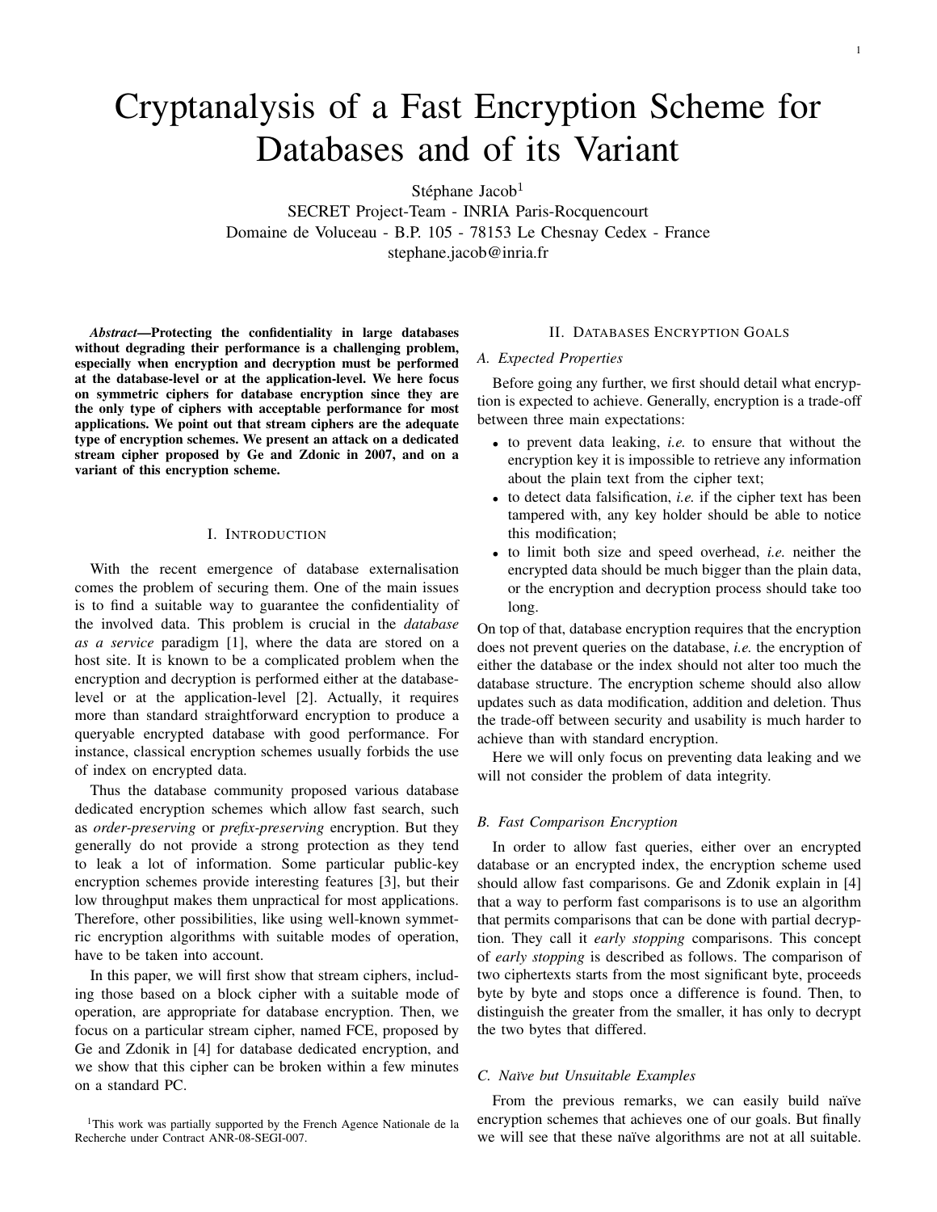# Cryptanalysis of a Fast Encryption Scheme for Databases and of its Variant

Stéphane Jacob[1]

SECRET Project-Team - INRIA Paris-Rocquencourt
Domaine de Voluceau - B.P. 105 - 78153 Le Chesnay Cedex - France
stephane.jacob@inria.fr

***Abstract*—Protecting the confidentiality in large databases without degrading their performance is a challenging problem, especially when encryption and decryption must be performed at the database-level or at the application-level. We here focus on symmetric ciphers for database encryption since they are the only type of ciphers with acceptable performance for most applications. We point out that stream ciphers are the adequate type of encryption schemes. We present an attack on a dedicated stream cipher proposed by Ge and Zdonic in 2007, and on a variant of this encryption scheme.**

## I. Introduction

With the recent emergence of database externalisation comes the problem of securing them. One of the main issues is to find a suitable way to guarantee the confidentiality of the involved data. This problem is crucial in the *database as a service* paradigm [1], where the data are stored on a host site. It is known to be a complicated problem when the encryption and decryption is performed either at the database-level or at the application-level [2]. Actually, it requires more than standard straightforward encryption to produce a queryable encrypted database with good performance. For instance, classical encryption schemes usually forbids the use of index on encrypted data.

Thus the database community proposed various database dedicated encryption schemes which allow fast search, such as *order-preserving* or *prefix-preserving* encryption. But they generally do not provide a strong protection as they tend to leak a lot of information. Some particular public-key encryption schemes provide interesting features [3], but their low throughput makes them unpractical for most applications. Therefore, other possibilities, like using well-known symmetric encryption algorithms with suitable modes of operation, have to be taken into account.

In this paper, we will first show that stream ciphers, including those based on a block cipher with a suitable mode of operation, are appropriate for database encryption. Then, we focus on a particular stream cipher, named FCE, proposed by Ge and Zdonik in [4] for database dedicated encryption, and we show that this cipher can be broken within a few minutes on a standard PC.

[1]This work was partially supported by the French Agence Nationale de la Recherche under Contract ANR-08-SEGI-007.

## II. Databases Encryption Goals

### A. Expected Properties

Before going any further, we first should detail what encryption is expected to achieve. Generally, encryption is a trade-off between three main expectations:

- to prevent data leaking, *i.e.* to ensure that without the encryption key it is impossible to retrieve any information about the plain text from the cipher text;
- to detect data falsification, *i.e.* if the cipher text has been tampered with, any key holder should be able to notice this modification;
- to limit both size and speed overhead, *i.e.* neither the encrypted data should be much bigger than the plain data, or the encryption and decryption process should take too long.

On top of that, database encryption requires that the encryption does not prevent queries on the database, *i.e.* the encryption of either the database or the index should not alter too much the database structure. The encryption scheme should also allow updates such as data modification, addition and deletion. Thus the trade-off between security and usability is much harder to achieve than with standard encryption.

Here we will only focus on preventing data leaking and we will not consider the problem of data integrity.

### B. Fast Comparison Encryption

In order to allow fast queries, either over an encrypted database or an encrypted index, the encryption scheme used should allow fast comparisons. Ge and Zdonik explain in [4] that a way to perform fast comparisons is to use an algorithm that permits comparisons that can be done with partial decryption. They call it *early stopping* comparisons. This concept of *early stopping* is described as follows. The comparison of two ciphertexts starts from the most significant byte, proceeds byte by byte and stops once a difference is found. Then, to distinguish the greater from the smaller, it has only to decrypt the two bytes that differed.

### C. Naïve but Unsuitable Examples

From the previous remarks, we can easily build naïve encryption schemes that achieves one of our goals. But finally we will see that these naïve algorithms are not at all suitable.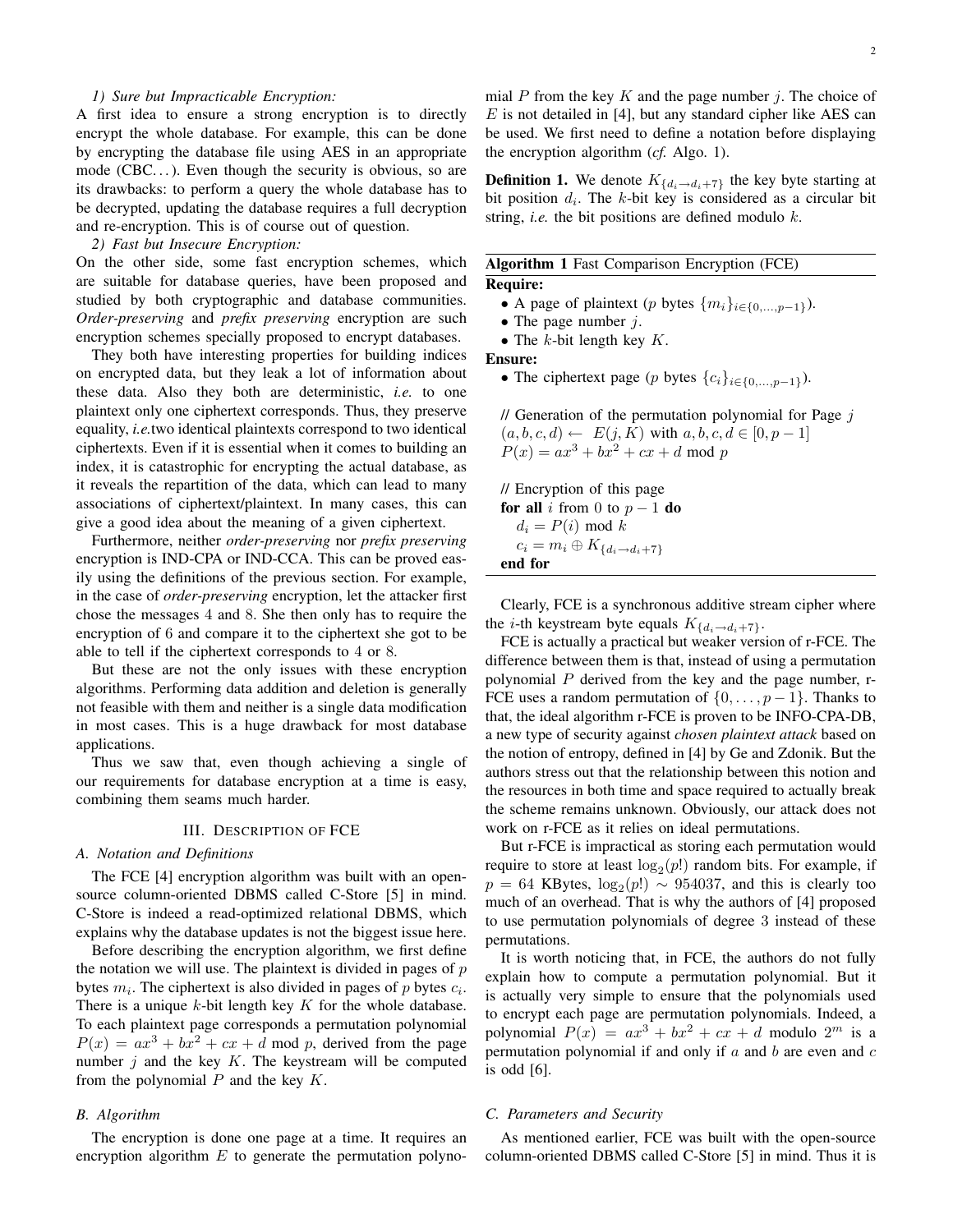*1) Sure but Impracticable Encryption:*

A first idea to ensure a strong encryption is to directly encrypt the whole database. For example, this can be done by encrypting the database file using AES in an appropriate mode (CBC…). Even though the security is obvious, so are its drawbacks: to perform a query the whole database has to be decrypted, updating the database requires a full decryption and re-encryption. This is of course out of question.

*2) Fast but Insecure Encryption:*

On the other side, some fast encryption schemes, which are suitable for database queries, have been proposed and studied by both cryptographic and database communities. *Order-preserving* and *prefix preserving* encryption are such encryption schemes specially proposed to encrypt databases.

They both have interesting properties for building indices on encrypted data, but they leak a lot of information about these data. Also they both are deterministic, *i.e.* to one plaintext only one ciphertext corresponds. Thus, they preserve equality, *i.e.*two identical plaintexts correspond to two identical ciphertexts. Even if it is essential when it comes to building an index, it is catastrophic for encrypting the actual database, as it reveals the repartition of the data, which can lead to many associations of ciphertext/plaintext. In many cases, this can give a good idea about the meaning of a given ciphertext.

Furthermore, neither *order-preserving* nor *prefix preserving* encryption is IND-CPA or IND-CCA. This can be proved easily using the definitions of the previous section. For example, in the case of *order-preserving* encryption, let the attacker first chose the messages 4 and 8. She then only has to require the encryption of 6 and compare it to the ciphertext she got to be able to tell if the ciphertext corresponds to 4 or 8.

But these are not the only issues with these encryption algorithms. Performing data addition and deletion is generally not feasible with them and neither is a single data modification in most cases. This is a huge drawback for most database applications.

Thus we saw that, even though achieving a single of our requirements for database encryption at a time is easy, combining them seams much harder.

## III. Description of FCE

### A. Notation and Definitions

The FCE [4] encryption algorithm was built with an open-source column-oriented DBMS called C-Store [5] in mind. C-Store is indeed a read-optimized relational DBMS, which explains why the database updates is not the biggest issue here.

Before describing the encryption algorithm, we first define the notation we will use. The plaintext is divided in pages of $p$ bytes $m_i$. The ciphertext is also divided in pages of $p$ bytes $c_i$. There is a unique $k$-bit length key $K$ for the whole database. To each plaintext page corresponds a permutation polynomial $P(x) = ax^3 + bx^2 + cx + d \bmod p$, derived from the page number $j$ and the key $K$. The keystream will be computed from the polynomial $P$ and the key $K$.

### B. Algorithm

The encryption is done one page at a time. It requires an encryption algorithm $E$ to generate the permutation polynomial $P$ from the key $K$ and the page number $j$. The choice of $E$ is not detailed in [4], but any standard cipher like AES can be used. We first need to define a notation before displaying the encryption algorithm (*cf.* Algo. 1).

**Definition 1.** We denote $K_{\{d_i \to d_i+7\}}$ the key byte starting at bit position $d_i$. The $k$-bit key is considered as a circular bit string, *i.e.* the bit positions are defined modulo $k$.

**Algorithm 1** Fast Comparison Encryption (FCE)

**Require:**
- A page of plaintext ($p$ bytes $\{m_i\}_{i \in \{0,\dots,p-1\}}$).
- The page number $j$.
- The $k$-bit length key $K$.

**Ensure:**
- The ciphertext page ($p$ bytes $\{c_i\}_{i \in \{0,\dots,p-1\}}$).

// Generation of the permutation polynomial for Page $j$
$(a, b, c, d) \leftarrow E(j, K)$ with $a, b, c, d \in [0, p-1]$
$P(x) = ax^3 + bx^2 + cx + d \bmod p$

// Encryption of this page
**for all** $i$ from 0 to $p-1$ **do**
  $d_i = P(i) \bmod k$
  $c_i = m_i \oplus K_{\{d_i \to d_i+7\}}$
**end for**

Clearly, FCE is a synchronous additive stream cipher where the $i$-th keystream byte equals $K_{\{d_i \to d_i+7\}}$.

FCE is actually a practical but weaker version of r-FCE. The difference between them is that, instead of using a permutation polynomial $P$ derived from the key and the page number, r-FCE uses a random permutation of $\{0, \dots, p-1\}$. Thanks to that, the ideal algorithm r-FCE is proven to be INFO-CPA-DB, a new type of security against *chosen plaintext attack* based on the notion of entropy, defined in [4] by Ge and Zdonik. But the authors stress out that the relationship between this notion and the resources in both time and space required to actually break the scheme remains unknown. Obviously, our attack does not work on r-FCE as it relies on ideal permutations.

But r-FCE is impractical as storing each permutation would require to store at least $\log_2(p!)$ random bits. For example, if $p = 64$ KBytes, $\log_2(p!) \sim 954037$, and this is clearly too much of an overhead. That is why the authors of [4] proposed to use permutation polynomials of degree 3 instead of these permutations.

It is worth noticing that, in FCE, the authors do not fully explain how to compute a permutation polynomial. But it is actually very simple to ensure that the polynomials used to encrypt each page are permutation polynomials. Indeed, a polynomial $P(x) = ax^3 + bx^2 + cx + d$ modulo $2^m$ is a permutation polynomial if and only if $a$ and $b$ are even and $c$ is odd [6].

### C. Parameters and Security

As mentioned earlier, FCE was built with the open-source column-oriented DBMS called C-Store [5] in mind. Thus it is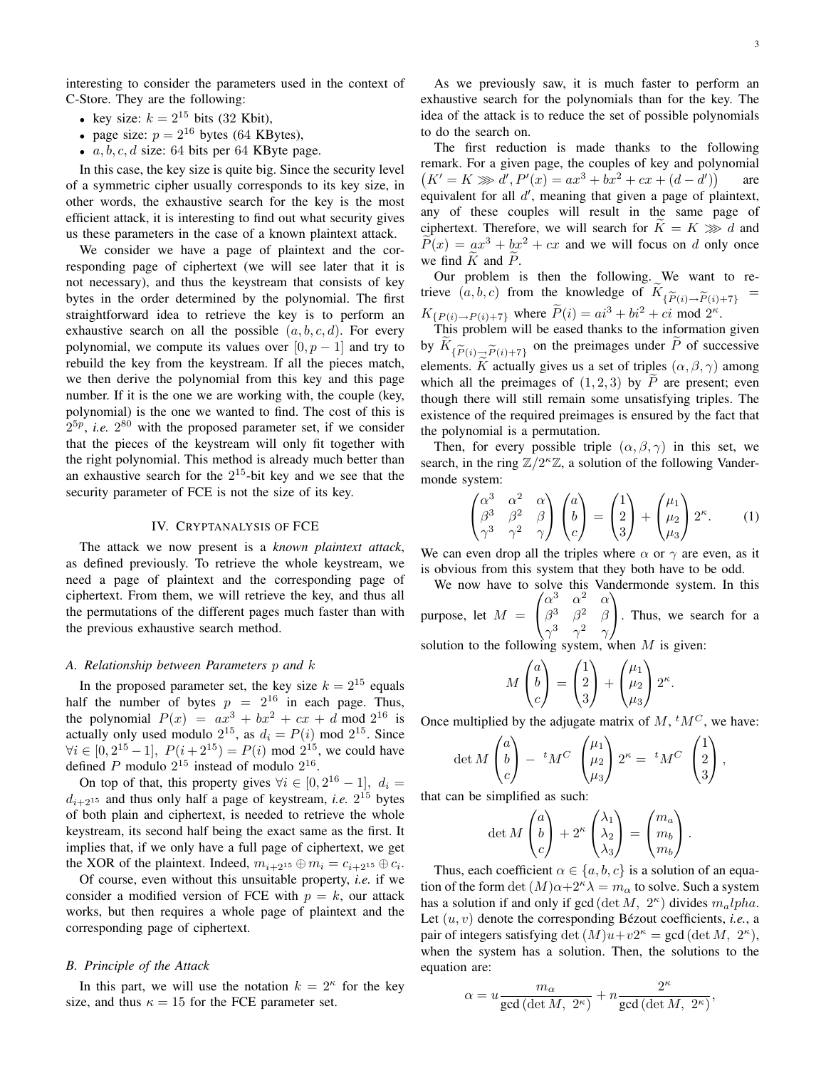interesting to consider the parameters used in the context of C-Store. They are the following:

- key size: $k = 2^{15}$ bits (32 Kbit),
- page size: $p = 2^{16}$ bytes (64 KBytes),
- $a, b, c, d$ size: 64 bits per 64 KByte page.

In this case, the key size is quite big. Since the security level of a symmetric cipher usually corresponds to its key size, in other words, the exhaustive search for the key is the most efficient attack, it is interesting to find out what security gives us these parameters in the case of a known plaintext attack.

We consider we have a page of plaintext and the corresponding page of ciphertext (we will see later that it is not necessary), and thus the keystream that consists of key bytes in the order determined by the polynomial. The first straightforward idea to retrieve the key is to perform an exhaustive search on all the possible $(a, b, c, d)$. For every polynomial, we compute its values over $[0, p-1]$ and try to rebuild the key from the keystream. If all the pieces match, we then derive the polynomial from this key and this page number. If it is the one we are working with, the couple (key, polynomial) is the one we wanted to find. The cost of this is $2^{5p}$, *i.e.* $2^{80}$ with the proposed parameter set, if we consider that the pieces of the keystream will only fit together with the right polynomial. This method is already much better than an exhaustive search for the $2^{15}$-bit key and we see that the security parameter of FCE is not the size of its key.

## IV. Cryptanalysis of FCE

The attack we now present is a *known plaintext attack*, as defined previously. To retrieve the whole keystream, we need a page of plaintext and the corresponding page of ciphertext. From them, we will retrieve the key, and thus all the permutations of the different pages much faster than with the previous exhaustive search method.

### A. Relationship between Parameters $p$ and $k$

In the proposed parameter set, the key size $k = 2^{15}$ equals half the number of bytes $p = 2^{16}$ in each page. Thus, the polynomial $P(x) = ax^3 + bx^2 + cx + d \bmod 2^{16}$ is actually only used modulo $2^{15}$, as $d_i = P(i) \bmod 2^{15}$. Since $\forall i \in [0, 2^{15}-1],\ P(i+2^{15}) = P(i) \bmod 2^{15}$, we could have defined $P$ modulo $2^{15}$ instead of modulo $2^{16}$.

On top of that, this property gives $\forall i \in [0, 2^{16}-1],\ d_i = d_{i+2^{15}}$ and thus only half a page of keystream, *i.e.* $2^{15}$ bytes of both plain and ciphertext, is needed to retrieve the whole keystream, its second half being the exact same as the first. It implies that, if we only have a full page of ciphertext, we get the XOR of the plaintext. Indeed, $m_{i+2^{15}} \oplus m_i = c_{i+2^{15}} \oplus c_i$.

Of course, even without this unsuitable property, *i.e.* if we consider a modified version of FCE with $p = k$, our attack works, but then requires a whole page of plaintext and the corresponding page of ciphertext.

### B. Principle of the Attack

In this part, we will use the notation $k = 2^\kappa$ for the key size, and thus $\kappa = 15$ for the FCE parameter set.

As we previously saw, it is much faster to perform an exhaustive search for the polynomials than for the key. The idea of the attack is to reduce the set of possible polynomials to do the search on.

The first reduction is made thanks to the following remark. For a given page, the couples of key and polynomial $\left(K' = K \ggg d', P'(x) = ax^3 + bx^2 + cx + (d - d')\right)$ are equivalent for all $d'$, meaning that given a page of plaintext, any of these couples will result in the same page of ciphertext. Therefore, we will search for $\widetilde{K} = K \ggg d$ and $\widetilde{P}(x) = ax^3 + bx^2 + cx$ and we will focus on $d$ only once we find $\widetilde{K}$ and $\widetilde{P}$.

Our problem is then the following. We want to retrieve $(a, b, c)$ from the knowledge of $\widetilde{K}_{\{\widetilde{P}(i) \to \widetilde{P}(i)+7\}} = K_{\{P(i) \to P(i)+7\}}$ where $\widetilde{P}(i) = ai^3 + bi^2 + ci \bmod 2^\kappa$.

This problem will be eased thanks to the information given by $\widetilde{K}_{\{\widetilde{P}(i) \to \widetilde{P}(i)+7\}}$ on the preimages under $\widetilde{P}$ of successive elements. $\widetilde{K}$ actually gives us a set of triples $(\alpha, \beta, \gamma)$ among which all the preimages of $(1, 2, 3)$ by $\widetilde{P}$ are present; even though there will still remain some unsatisfying triples. The existence of the required preimages is ensured by the fact that the polynomial is a permutation.

Then, for every possible triple $(\alpha, \beta, \gamma)$ in this set, we search, in the ring $\mathbb{Z}/2^\kappa\mathbb{Z}$, a solution of the following Vandermonde system:

$$\begin{pmatrix} \alpha^3 & \alpha^2 & \alpha \\ \beta^3 & \beta^2 & \beta \\ \gamma^3 & \gamma^2 & \gamma \end{pmatrix} \begin{pmatrix} a \\ b \\ c \end{pmatrix} = \begin{pmatrix} 1 \\ 2 \\ 3 \end{pmatrix} + \begin{pmatrix} \mu_1 \\ \mu_2 \\ \mu_3 \end{pmatrix} 2^\kappa. \tag{1}$$

We can even drop all the triples where $\alpha$ or $\gamma$ are even, as it is obvious from this system that they both have to be odd.

We now have to solve this Vandermonde system. In this purpose, let $M = \begin{pmatrix} \alpha^3 & \alpha^2 & \alpha \\ \beta^3 & \beta^2 & \beta \\ \gamma^3 & \gamma^2 & \gamma \end{pmatrix}$. Thus, we search for a solution to the following system, when $M$ is given:

$$M \begin{pmatrix} a \\ b \\ c \end{pmatrix} = \begin{pmatrix} 1 \\ 2 \\ 3 \end{pmatrix} + \begin{pmatrix} \mu_1 \\ \mu_2 \\ \mu_3 \end{pmatrix} 2^\kappa.$$

Once multiplied by the adjugate matrix of $M$, ${}^tM^C$, we have:

$$\det M \begin{pmatrix} a \\ b \\ c \end{pmatrix} - {}^tM^C \begin{pmatrix} \mu_1 \\ \mu_2 \\ \mu_3 \end{pmatrix} 2^\kappa = {}^tM^C \begin{pmatrix} 1 \\ 2 \\ 3 \end{pmatrix},$$

that can be simplified as such:

$$\det M \begin{pmatrix} a \\ b \\ c \end{pmatrix} + 2^\kappa \begin{pmatrix} \lambda_1 \\ \lambda_2 \\ \lambda_3 \end{pmatrix} = \begin{pmatrix} m_a \\ m_b \\ m_b \end{pmatrix}.$$

Thus, each coefficient $\alpha \in \{a, b, c\}$ is a solution of an equation of the form $\det(M)\alpha + 2^\kappa\lambda = m_\alpha$ to solve. Such a system has a solution if and only if $\gcd(\det M,\ 2^\kappa)$ divides $m_alpha$. Let $(u, v)$ denote the corresponding Bézout coefficients, *i.e.*, a pair of integers satisfying $\det(M)u + v2^\kappa = \gcd(\det M,\ 2^\kappa)$, when the system has a solution. Then, the solutions to the equation are:

$$\alpha = u\frac{m_\alpha}{\gcd(\det M,\ 2^\kappa)} + n\frac{2^\kappa}{\gcd(\det M,\ 2^\kappa)},$$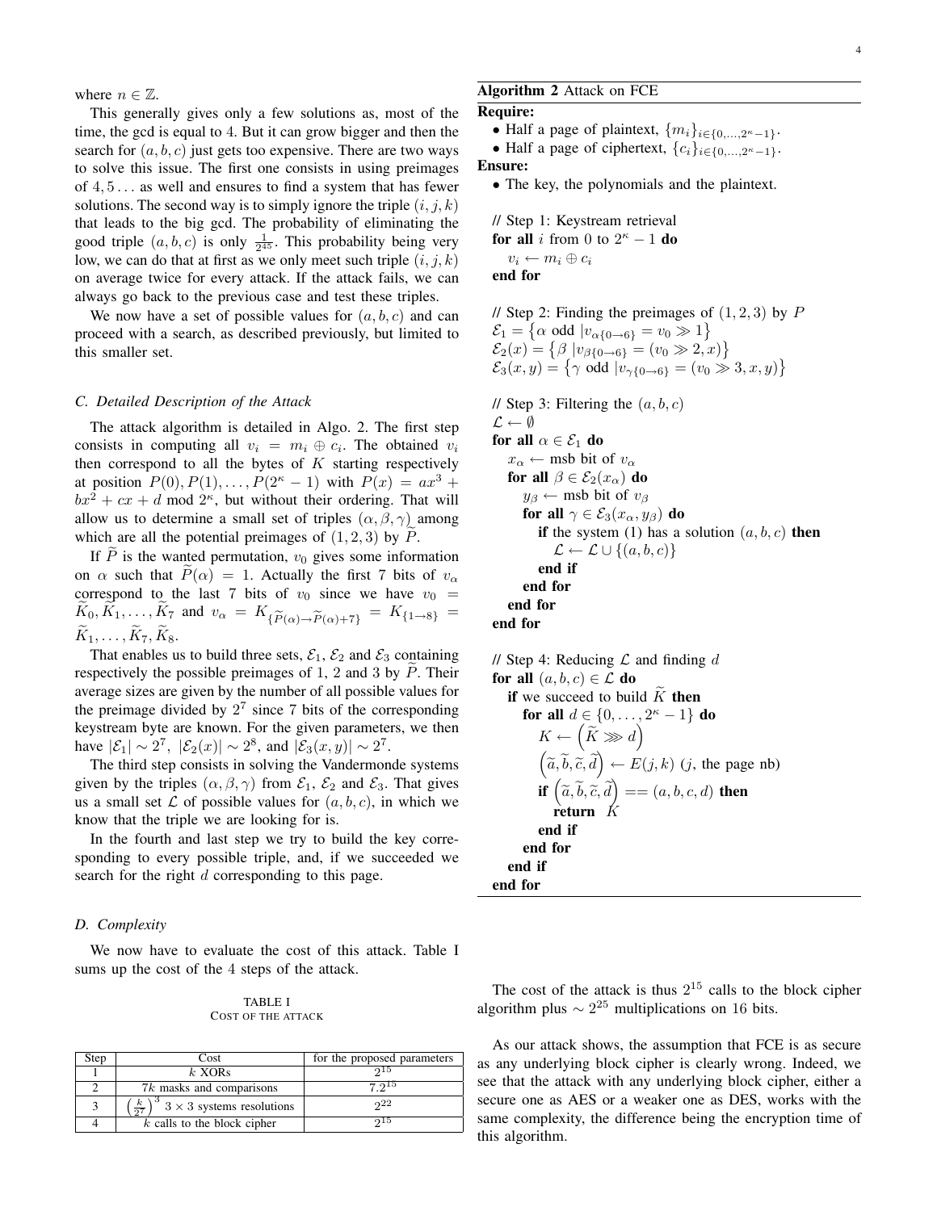where $n \in \mathbb{Z}$.

This generally gives only a few solutions as, most of the time, the gcd is equal to 4. But it can grow bigger and then the search for $(a, b, c)$ just gets too expensive. There are two ways to solve this issue. The first one consists in using preimages of $4, 5 \ldots$ as well and ensures to find a system that has fewer solutions. The second way is to simply ignore the triple $(i, j, k)$ that leads to the big gcd. The probability of eliminating the good triple $(a, b, c)$ is only $\frac{1}{2^{45}}$. This probability being very low, we can do that at first as we only meet such triple $(i, j, k)$ on average twice for every attack. If the attack fails, we can always go back to the previous case and test these triples.

We now have a set of possible values for $(a, b, c)$ and can proceed with a search, as described previously, but limited to this smaller set.

### C. Detailed Description of the Attack

The attack algorithm is detailed in Algo. 2. The first step consists in computing all $v_i = m_i \oplus c_i$. The obtained $v_i$ then correspond to all the bytes of $K$ starting respectively at position $P(0), P(1), \ldots, P(2^\kappa - 1)$ with $P(x) = ax^3 + bx^2 + cx + d \bmod 2^\kappa$, but without their ordering. That will allow us to determine a small set of triples $(\alpha, \beta, \gamma)$ among which are all the potential preimages of $(1, 2, 3)$ by $\widetilde{P}$.

If $\widetilde{P}$ is the wanted permutation, $v_0$ gives some information on $\alpha$ such that $\widetilde{P}(\alpha) = 1$. Actually the first 7 bits of $v_\alpha$ correspond to the last 7 bits of $v_0$ since we have $v_0 = \widetilde{K}_0, \widetilde{K}_1, \ldots, \widetilde{K}_7$ and $v_\alpha = K_{\{\widetilde{P}(\alpha) \to \widetilde{P}(\alpha)+7\}} = K_{\{1 \to 8\}} = \widetilde{K}_1, \ldots, \widetilde{K}_7, \widetilde{K}_8$.

That enables us to build three sets, $\mathcal{E}_1$, $\mathcal{E}_2$ and $\mathcal{E}_3$ containing respectively the possible preimages of 1, 2 and 3 by $\widetilde{P}$. Their average sizes are given by the number of all possible values for the preimage divided by $2^7$ since 7 bits of the corresponding keystream byte are known. For the given parameters, we then have $|\mathcal{E}_1| \sim 2^7$, $|\mathcal{E}_2(x)| \sim 2^8$, and $|\mathcal{E}_3(x, y)| \sim 2^7$.

The third step consists in solving the Vandermonde systems given by the triples $(\alpha, \beta, \gamma)$ from $\mathcal{E}_1$, $\mathcal{E}_2$ and $\mathcal{E}_3$. That gives us a small set $\mathcal{L}$ of possible values for $(a, b, c)$, in which we know that the triple we are looking for is.

In the fourth and last step we try to build the key corresponding to every possible triple, and, if we succeeded we search for the right $d$ corresponding to this page.

### D. Complexity

We now have to evaluate the cost of this attack. Table I sums up the cost of the 4 steps of the attack.

TABLE I
COST OF THE ATTACK

| Step | Cost | for the proposed parameters |
|---|---|---|
| 1 | $k$ XORs | $2^{15}$ |
| 2 | $7k$ masks and comparisons | $7.2^{15}$ |
| 3 | $\left(\frac{k}{2^7}\right)^3$ $3 \times 3$ systems resolutions | $2^{22}$ |
| 4 | $k$ calls to the block cipher | $2^{15}$ |

**Algorithm 2** Attack on FCE

**Require:**
- Half a page of plaintext, $\{m_i\}_{i \in \{0,\ldots,2^\kappa-1\}}$.
- Half a page of ciphertext, $\{c_i\}_{i \in \{0,\ldots,2^\kappa-1\}}$.

**Ensure:**
- The key, the polynomials and the plaintext.

```
// Step 1: Keystream retrieval
for all i from 0 to 2^κ − 1 do
    v_i ← m_i ⊕ c_i
end for

// Step 2: Finding the preimages of (1, 2, 3) by P
E_1 = { α odd | v_α{0→6} = v_0 ≫ 1 }
E_2(x) = { β | v_β{0→6} = (v_0 ≫ 2, x) }
E_3(x, y) = { γ odd | v_γ{0→6} = (v_0 ≫ 3, x, y) }

// Step 3: Filtering the (a, b, c)
L ← ∅
for all α ∈ E_1 do
    x_α ← msb bit of v_α
    for all β ∈ E_2(x_α) do
        y_β ← msb bit of v_β
        for all γ ∈ E_3(x_α, y_β) do
            if the system (1) has a solution (a, b, c) then
                L ← L ∪ {(a, b, c)}
            end if
        end for
    end for
end for

// Step 4: Reducing L and finding d
for all (a, b, c) ∈ L do
    if we succeed to build K̃ then
        for all d ∈ {0, ..., 2^κ − 1} do
            K ← (K̃ ⋙ d)
            (ã, b̃, c̃, d̃) ← E(j, k) (j, the page nb)
            if (ã, b̃, c̃, d̃) == (a, b, c, d) then
                return K
            end if
        end for
    end if
end for
```

The cost of the attack is thus $2^{15}$ calls to the block cipher algorithm plus $\sim 2^{25}$ multiplications on 16 bits.

As our attack shows, the assumption that FCE is as secure as any underlying block cipher is clearly wrong. Indeed, we see that the attack with any underlying block cipher, either a secure one as AES or a weaker one as DES, works with the same complexity, the difference being the encryption time of this algorithm.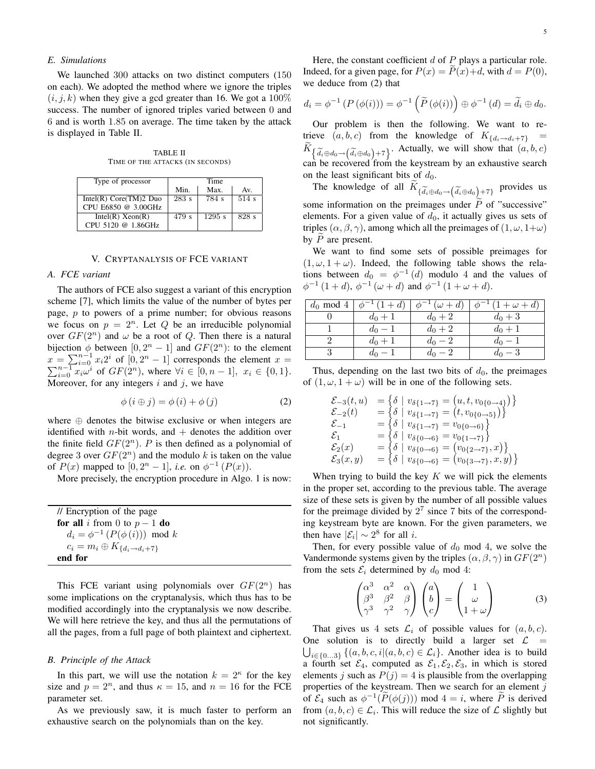### E. Simulations

We launched 300 attacks on two distinct computers (150 on each). We adopted the method where we ignore the triples $(i, j, k)$ when they give a gcd greater than 16. We got a 100% success. The number of ignored triples varied between 0 and 6 and is worth 1.85 on average. The time taken by the attack is displayed in Table II.

TABLE II
TIME OF THE ATTACKS (IN SECONDS)

| Type of processor | Time | | |
|---|---|---|---|
| | Min. | Max. | Av. |
| Intel(R) Core(TM)2 Duo CPU E6850 @ 3.00GHz | 283 s | 784 s | 514 s |
| Intel(R) Xeon(R) CPU 5120 @ 1.86GHz | 479 s | 1295 s | 828 s |

## V. CRYPTANALYSIS OF FCE VARIANT

### A. FCE variant

The authors of FCE also suggest a variant of this encryption scheme [7], which limits the value of the number of bytes per page, $p$ to powers of a prime number; for obvious reasons we focus on $p = 2^n$. Let $Q$ be an irreducible polynomial over $GF(2^n)$ and $\omega$ be a root of $Q$. Then there is a natural bijection $\phi$ between $[0, 2^n - 1]$ and $GF(2^n)$: to the element $x = \sum_{i=0}^{n-1} x_i 2^i$ of $[0, 2^n - 1]$ corresponds the element $x = \sum_{i=0}^{n-1} x_i \omega^i$ of $GF(2^n)$, where $\forall i \in [0, n-1],\ x_i \in \{0, 1\}$. Moreover, for any integers $i$ and $j$, we have

$$\phi(i \oplus j) = \phi(i) + \phi(j) \tag{2}$$

where $\oplus$ denotes the bitwise exclusive or when integers are identified with $n$-bit words, and $+$ denotes the addition over the finite field $GF(2^n)$. $P$ is then defined as a polynomial of degree 3 over $GF(2^n)$ and the modulo $k$ is taken on the value of $P(x)$ mapped to $[0, 2^n - 1]$, *i.e.* on $\phi^{-1}(P(x))$.

More precisely, the encryption procedure in Algo. 1 is now:

```
// Encryption of the page
for all i from 0 to p − 1 do
   d_i = φ^{-1}(P(φ(i))) mod k
   c_i = m_i ⊕ K_{d_i → d_i+7}
end for
```

This FCE variant using polynomials over $GF(2^n)$ has some implications on the cryptanalysis, which thus has to be modified accordingly into the cryptanalysis we now describe. We will here retrieve the key, and thus all the permutations of all the pages, from a full page of both plaintext and ciphertext.

### B. Principle of the Attack

In this part, we will use the notation $k = 2^\kappa$ for the key size and $p = 2^n$, and thus $\kappa = 15$, and $n = 16$ for the FCE parameter set.

As we previously saw, it is much faster to perform an exhaustive search on the polynomials than on the key.

Here, the constant coefficient $d$ of $P$ plays a particular role. Indeed, for a given page, for $P(x) = \widetilde{P}(x) + d$, with $d = P(0)$, we deduce from (2) that

$$d_i = \phi^{-1}(P(\phi(i))) = \phi^{-1}\left(\widetilde{P}(\phi(i))\right) \oplus \phi^{-1}(d) = \widetilde{d}_i \oplus d_0.$$

Our problem is then the following. We want to retrieve $(a, b, c)$ from the knowledge of $K_{\{d_i \to d_i+7\}} = \widetilde{K}_{\left\{\widetilde{d}_i \oplus d_0 \to \left(\widetilde{d}_i \oplus d_0\right)+7\right\}}$. Actually, we will show that $(a, b, c)$ can be recovered from the keystream by an exhaustive search on the least significant bits of $d_0$.

The knowledge of all $\widetilde{K}_{\{\widetilde{d}_i \oplus d_0 \to \left(\widetilde{d}_i \oplus d_0\right)+7\}}$ provides us some information on the preimages under $\widetilde{P}$ of "successive" elements. For a given value of $d_0$, it actually gives us sets of triples $(\alpha, \beta, \gamma)$, among which all the preimages of $(1, \omega, 1+\omega)$ by $\widetilde{P}$ are present.

We want to find some sets of possible preimages for $(1, \omega, 1+\omega)$. Indeed, the following table shows the relations between $d_0 = \phi^{-1}(d)$ modulo 4 and the values of $\phi^{-1}(1+d)$, $\phi^{-1}(\omega+d)$ and $\phi^{-1}(1+\omega+d)$.

| $d_0$ mod 4 | $\phi^{-1}(1+d)$ | $\phi^{-1}(\omega+d)$ | $\phi^{-1}(1+\omega+d)$ |
|---|---|---|---|
| 0 | $d_0+1$ | $d_0+2$ | $d_0+3$ |
| 1 | $d_0-1$ | $d_0+2$ | $d_0+1$ |
| 2 | $d_0+1$ | $d_0-2$ | $d_0-1$ |
| 3 | $d_0-1$ | $d_0-2$ | $d_0-3$ |

Thus, depending on the last two bits of $d_0$, the preimages of $(1, \omega, 1+\omega)$ will be in one of the following sets.

$$\begin{aligned}
\mathcal{E}_{-3}(t,u) &= \left\{\delta \mid v_{\delta\{1\to7\}} = \left(u, t, v_{0\{0\to4\}}\right)\right\} \\
\mathcal{E}_{-2}(t) &= \left\{\delta \mid v_{\delta\{1\to7\}} = \left(t, v_{0\{0\to5\}}\right)\right\} \\
\mathcal{E}_{-1} &= \left\{\delta \mid v_{\delta\{1\to7\}} = v_{0\{0\to6\}}\right\} \\
\mathcal{E}_{1} &= \left\{\delta \mid v_{\delta\{0\to6\}} = v_{0\{1\to7\}}\right\} \\
\mathcal{E}_{2}(x) &= \left\{\delta \mid v_{\delta\{0\to6\}} = \left(v_{0\{2\to7\}}, x\right)\right\} \\
\mathcal{E}_{3}(x,y) &= \left\{\delta \mid v_{\delta\{0\to6\}} = \left(v_{0\{3\to7\}}, x, y\right)\right\}
\end{aligned}$$

When trying to build the key $K$ we will pick the elements in the proper set, according to the previous table. The average size of these sets is given by the number of all possible values for the preimage divided by $2^7$ since 7 bits of the corresponding keystream byte are known. For the given parameters, we then have $|\mathcal{E}_i| \sim 2^8$ for all $i$.

Then, for every possible value of $d_0$ mod 4, we solve the Vandermonde systems given by the triples $(\alpha, \beta, \gamma)$ in $GF(2^n)$ from the sets $\mathcal{E}_i$ determined by $d_0$ mod 4:

$$\begin{pmatrix} \alpha^3 & \alpha^2 & \alpha \\ \beta^3 & \beta^2 & \beta \\ \gamma^3 & \gamma^2 & \gamma \end{pmatrix} \begin{pmatrix} a \\ b \\ c \end{pmatrix} = \begin{pmatrix} 1 \\ \omega \\ 1+\omega \end{pmatrix} \tag{3}$$

That gives us 4 sets $\mathcal{L}_i$ of possible values for $(a, b, c)$. One solution is to directly build a larger set $\mathcal{L} = \bigcup_{i\in\{0\dots3\}} \{(a, b, c, i | (a, b, c) \in \mathcal{L}_i\}$. Another idea is to build a fourth set $\mathcal{E}_4$, computed as $\mathcal{E}_1, \mathcal{E}_2, \mathcal{E}_3$, in which is stored elements $j$ such as $P(j) = 4$ is plausible from the overlapping properties of the keystream. Then we search for an element $j$ of $\mathcal{E}_4$ such as $\phi^{-1}(\widetilde{P}(\phi(j)))$ mod $4 = i$, where $\widetilde{P}$ is derived from $(a, b, c) \in \mathcal{L}_i$. This will reduce the size of $\mathcal{L}$ slightly but not significantly.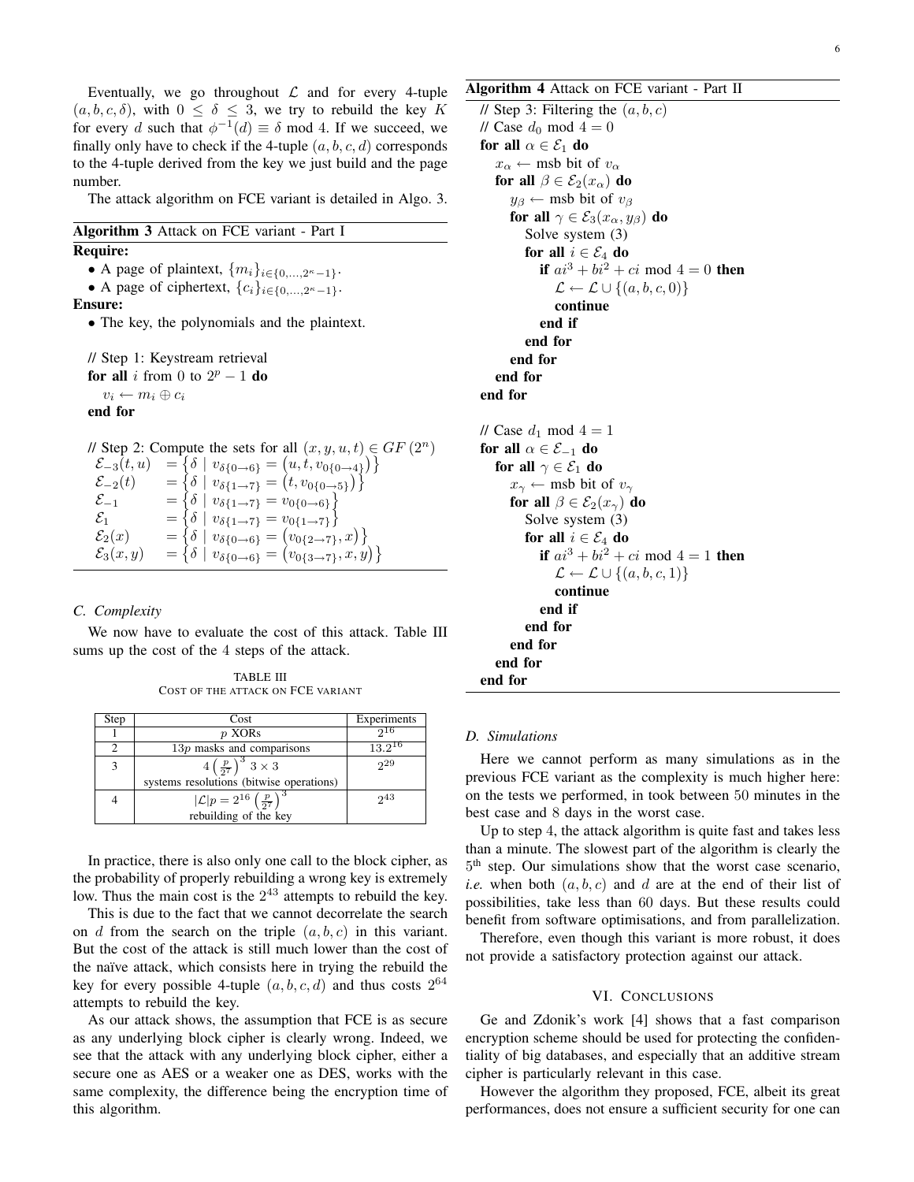Eventually, we go throughout $\mathcal{L}$ and for every 4-tuple $(a, b, c, \delta)$, with $0 \leq \delta \leq 3$, we try to rebuild the key $K$ for every $d$ such that $\phi^{-1}(d) \equiv \delta \bmod 4$. If we succeed, we finally only have to check if the 4-tuple $(a, b, c, d)$ corresponds to the 4-tuple derived from the key we just build and the page number.

The attack algorithm on FCE variant is detailed in Algo. 3.

**Algorithm 3** Attack on FCE variant - Part I

**Require:**

- A page of plaintext, $\{m_i\}_{i \in \{0,\ldots,2^\kappa-1\}}$.
- A page of ciphertext, $\{c_i\}_{i \in \{0,\ldots,2^\kappa-1\}}$.

**Ensure:**

- The key, the polynomials and the plaintext.

```
// Step 1: Keystream retrieval
for all i from 0 to 2^p − 1 do
    v_i ← m_i ⊕ c_i
end for

// Step 2: Compute the sets for all (x, y, u, t) ∈ GF(2^n)
```

$$
\begin{aligned}
\mathcal{E}_{-3}(t,u) &= \left\{\delta \mid v_{\delta\{0\to 6\}} = \left(u, t, v_{0\{0\to 4\}}\right)\right\} \\
\mathcal{E}_{-2}(t) &= \left\{\delta \mid v_{\delta\{1\to 7\}} = \left(t, v_{0\{0\to 5\}}\right)\right\} \\
\mathcal{E}_{-1} &= \left\{\delta \mid v_{\delta\{1\to 7\}} = v_{0\{0\to 6\}}\right\} \\
\mathcal{E}_{1} &= \left\{\delta \mid v_{\delta\{1\to 7\}} = v_{0\{1\to 7\}}\right\} \\
\mathcal{E}_{2}(x) &= \left\{\delta \mid v_{\delta\{0\to 6\}} = \left(v_{0\{2\to 7\}}, x\right)\right\} \\
\mathcal{E}_{3}(x,y) &= \left\{\delta \mid v_{\delta\{0\to 6\}} = \left(v_{0\{3\to 7\}}, x, y\right)\right\}
\end{aligned}
$$

### C. Complexity

We now have to evaluate the cost of this attack. Table III sums up the cost of the 4 steps of the attack.

TABLE III
COST OF THE ATTACK ON FCE VARIANT

| Step | Cost | Experiments |
|---|---|---|
| 1 | $p$ XORs | $2^{16}$ |
| 2 | $13p$ masks and comparisons | $13.2^{16}$ |
| 3 | $4\left(\frac{p}{2^7}\right)^3 3 \times 3$ systems resolutions (bitwise operations) | $2^{29}$ |
| 4 | $\lvert\mathcal{L}\rvert p = 2^{16}\left(\frac{p}{2^7}\right)^3$ rebuilding of the key | $2^{43}$ |

In practice, there is also only one call to the block cipher, as the probability of properly rebuilding a wrong key is extremely low. Thus the main cost is the $2^{43}$ attempts to rebuild the key.

This is due to the fact that we cannot decorrelate the search on $d$ from the search on the triple $(a, b, c)$ in this variant. But the cost of the attack is still much lower than the cost of the naïve attack, which consists here in trying the rebuild the key for every possible 4-tuple $(a, b, c, d)$ and thus costs $2^{64}$ attempts to rebuild the key.

As our attack shows, the assumption that FCE is as secure as any underlying block cipher is clearly wrong. Indeed, we see that the attack with any underlying block cipher, either a secure one as AES or a weaker one as DES, works with the same complexity, the difference being the encryption time of this algorithm.

**Algorithm 4** Attack on FCE variant - Part II

```
// Step 3: Filtering the (a, b, c)
// Case d_0 mod 4 = 0
for all α ∈ E_1 do
    x_α ← msb bit of v_α
    for all β ∈ E_2(x_α) do
        y_β ← msb bit of v_β
        for all γ ∈ E_3(x_α, y_β) do
            Solve system (3)
            for all i ∈ E_4 do
                if ai^3 + bi^2 + ci mod 4 = 0 then
                    L ← L ∪ {(a, b, c, 0)}
                    continue
                end if
            end for
        end for
    end for
end for

// Case d_1 mod 4 = 1
for all α ∈ E_{-1} do
    for all γ ∈ E_1 do
        x_γ ← msb bit of v_γ
        for all β ∈ E_2(x_γ) do
            Solve system (3)
            for all i ∈ E_4 do
                if ai^3 + bi^2 + ci mod 4 = 1 then
                    L ← L ∪ {(a, b, c, 1)}
                    continue
                end if
            end for
        end for
    end for
end for
```

### D. Simulations

Here we cannot perform as many simulations as in the previous FCE variant as the complexity is much higher here: on the tests we performed, in took between 50 minutes in the best case and 8 days in the worst case.

Up to step 4, the attack algorithm is quite fast and takes less than a minute. The slowest part of the algorithm is clearly the 5th step. Our simulations show that the worst case scenario, *i.e.* when both $(a, b, c)$ and $d$ are at the end of their list of possibilities, take less than 60 days. But these results could benefit from software optimisations, and from parallelization.

Therefore, even though this variant is more robust, it does not provide a satisfactory protection against our attack.

## VI. CONCLUSIONS

Ge and Zdonik's work [4] shows that a fast comparison encryption scheme should be used for protecting the confidentiality of big databases, and especially that an additive stream cipher is particularly relevant in this case.

However the algorithm they proposed, FCE, albeit its great performances, does not ensure a sufficient security for one can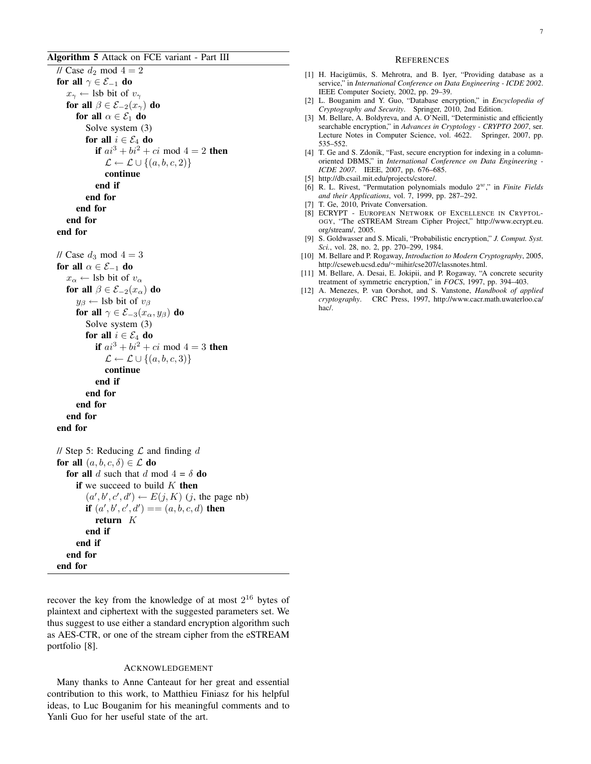**Algorithm 5** Attack on FCE variant - Part III

```
// Case d_2 mod 4 = 2
for all γ ∈ E_{-1} do
   x_γ ← lsb bit of v_γ
   for all β ∈ E_{-2}(x_γ) do
      for all α ∈ E_1 do
         Solve system (3)
         for all i ∈ E_4 do
            if ai^3 + bi^2 + ci mod 4 = 2 then
               L ← L ∪ {(a, b, c, 2)}
               continue
            end if
         end for
      end for
   end for
end for

// Case d_3 mod 4 = 3
for all α ∈ E_{-1} do
   x_α ← lsb bit of v_α
   for all β ∈ E_{-2}(x_α) do
      y_β ← lsb bit of v_β
      for all γ ∈ E_{-3}(x_α, y_β) do
         Solve system (3)
         for all i ∈ E_4 do
            if ai^3 + bi^2 + ci mod 4 = 3 then
               L ← L ∪ {(a, b, c, 3)}
               continue
            end if
         end for
      end for
   end for
end for

// Step 5: Reducing L and finding d
for all (a, b, c, δ) ∈ L do
   for all d such that d mod 4 = δ do
      if we succeed to build K then
         (a', b', c', d') ← E(j, K) (j, the page nb)
         if (a', b', c', d') == (a, b, c, d) then
            return K
         end if
      end if
   end for
end for
```

recover the key from the knowledge of at most $2^{16}$ bytes of plaintext and ciphertext with the suggested parameters set. We thus suggest to use either a standard encryption algorithm such as AES-CTR, or one of the stream cipher from the eSTREAM portfolio [8].

## Acknowledgement

Many thanks to Anne Canteaut for her great and essential contribution to this work, to Matthieu Finiasz for his helpful ideas, to Luc Bouganim for his meaningful comments and to Yanli Guo for her useful state of the art.

## References

[1] H. Hacigümüs, S. Mehrotra, and B. Iyer, "Providing database as a service," in *International Conference on Data Engineering - ICDE 2002*. IEEE Computer Society, 2002, pp. 29–39.

[2] L. Bouganim and Y. Guo, "Database encryption," in *Encyclopedia of Cryptography and Security*. Springer, 2010, 2nd Edition.

[3] M. Bellare, A. Boldyreva, and A. O'Neill, "Deterministic and efficiently searchable encryption," in *Advances in Cryptology - CRYPTO 2007*, ser. Lecture Notes in Computer Science, vol. 4622. Springer, 2007, pp. 535–552.

[4] T. Ge and S. Zdonik, "Fast, secure encryption for indexing in a column-oriented DBMS," in *International Conference on Data Engineering - ICDE 2007*. IEEE, 2007, pp. 676–685.

[5] http://db.csail.mit.edu/projects/cstore/.

[6] R. L. Rivest, "Permutation polynomials modulo $2^w$," in *Finite Fields and their Applications*, vol. 7, 1999, pp. 287–292.

[7] T. Ge, 2010, Private Conversation.

[8] ECRYPT - European Network of Excellence in Cryptology, "The eSTREAM Stream Cipher Project," http://www.ecrypt.eu.org/stream/, 2005.

[9] S. Goldwasser and S. Micali, "Probabilistic encryption," *J. Comput. Syst. Sci.*, vol. 28, no. 2, pp. 270–299, 1984.

[10] M. Bellare and P. Rogaway, *Introduction to Modern Cryptography*, 2005, http://cseweb.ucsd.edu/~mihir/cse207/classnotes.html.

[11] M. Bellare, A. Desai, E. Jokipii, and P. Rogaway, "A concrete security treatment of symmetric encryption," in *FOCS*, 1997, pp. 394–403.

[12] A. Menezes, P. van Oorshot, and S. Vanstone, *Handbook of applied cryptography*. CRC Press, 1997, http://www.cacr.math.uwaterloo.ca/hac/.